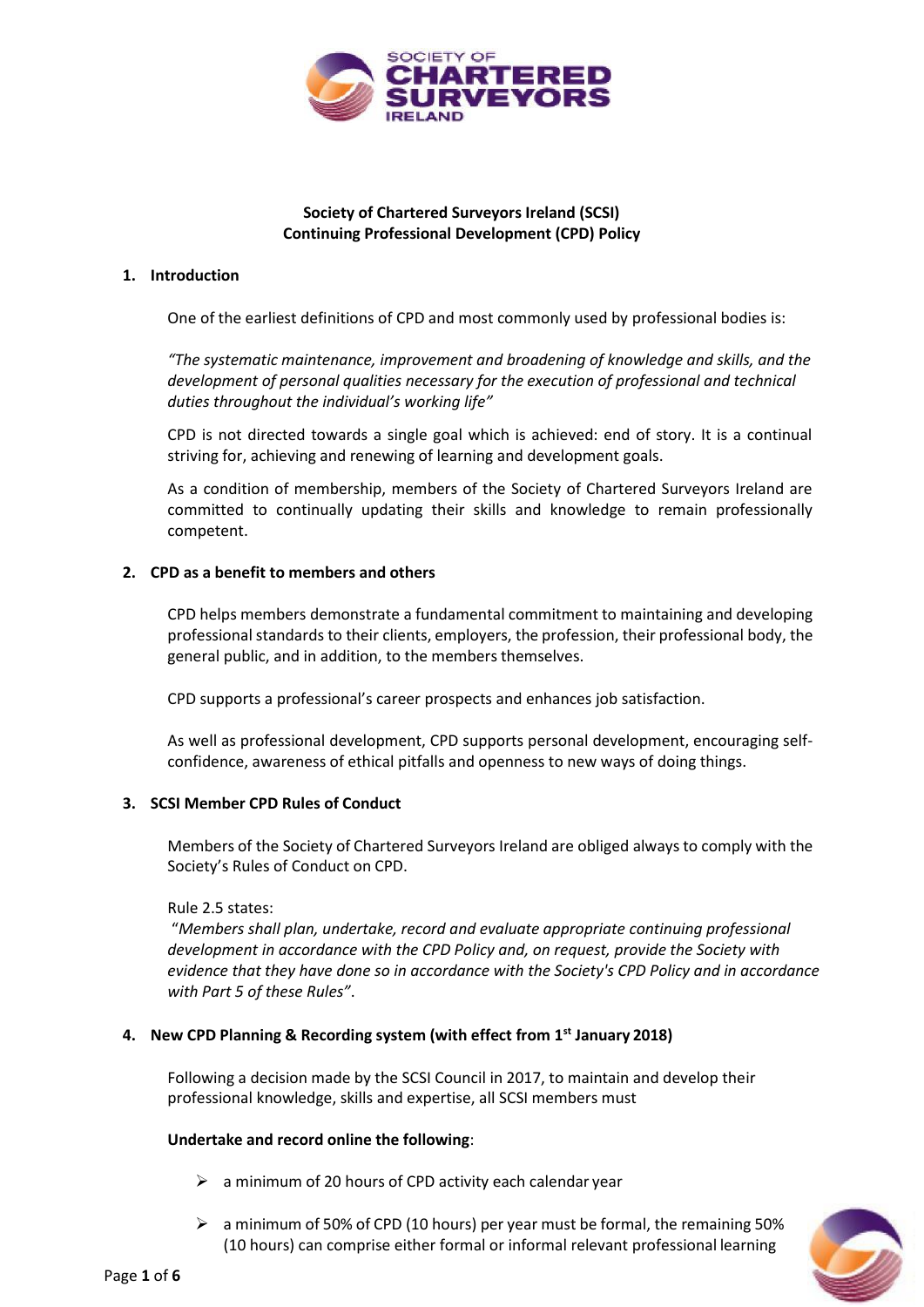**Society of Chartered Surveyors Ireland (SCSI)**
**Continuing Professional Development (CPD) Policy**

## 1. Introduction

One of the earliest definitions of CPD and most commonly used by professional bodies is:

*"The systematic maintenance, improvement and broadening of knowledge and skills, and the development of personal qualities necessary for the execution of professional and technical duties throughout the individual's working life"*

CPD is not directed towards a single goal which is achieved: end of story. It is a continual striving for, achieving and renewing of learning and development goals.

As a condition of membership, members of the Society of Chartered Surveyors Ireland are committed to continually updating their skills and knowledge to remain professionally competent.

## 2. CPD as a benefit to members and others

CPD helps members demonstrate a fundamental commitment to maintaining and developing professional standards to their clients, employers, the profession, their professional body, the general public, and in addition, to the members themselves.

CPD supports a professional's career prospects and enhances job satisfaction.

As well as professional development, CPD supports personal development, encouraging self-confidence, awareness of ethical pitfalls and openness to new ways of doing things.

## 3. SCSI Member CPD Rules of Conduct

Members of the Society of Chartered Surveyors Ireland are obliged always to comply with the Society's Rules of Conduct on CPD.

Rule 2.5 states:
"*Members shall plan, undertake, record and evaluate appropriate continuing professional development in accordance with the CPD Policy and, on request, provide the Society with evidence that they have done so in accordance with the Society's CPD Policy and in accordance with Part 5 of these Rules*".

## 4. New CPD Planning & Recording system (with effect from 1st January 2018)

Following a decision made by the SCSI Council in 2017, to maintain and develop their professional knowledge, skills and expertise, all SCSI members must

**Undertake and record online the following**:

- a minimum of 20 hours of CPD activity each calendar year
- a minimum of 50% of CPD (10 hours) per year must be formal, the remaining 50% (10 hours) can comprise either formal or informal relevant professional learning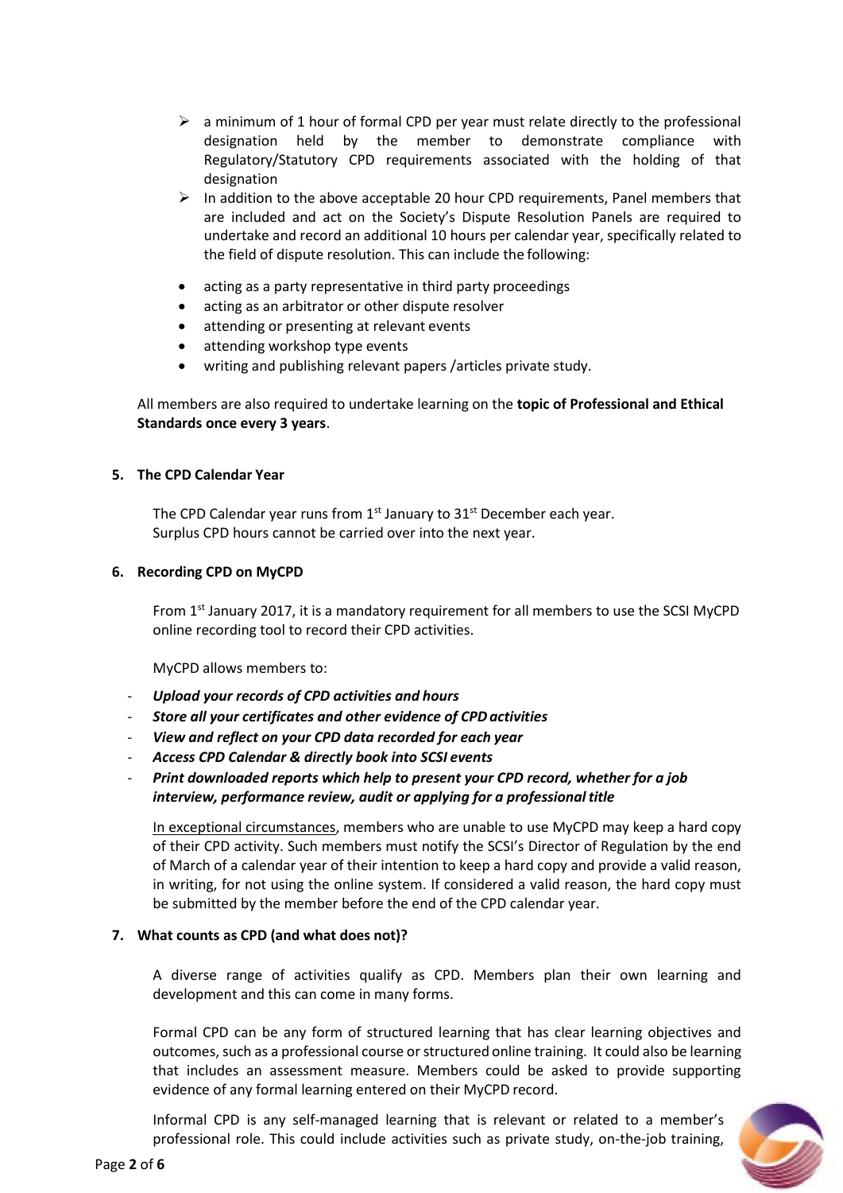- a minimum of 1 hour of formal CPD per year must relate directly to the professional designation held by the member to demonstrate compliance with Regulatory/Statutory CPD requirements associated with the holding of that designation
- In addition to the above acceptable 20 hour CPD requirements, Panel members that are included and act on the Society's Dispute Resolution Panels are required to undertake and record an additional 10 hours per calendar year, specifically related to the field of dispute resolution. This can include the following:

- acting as a party representative in third party proceedings
- acting as an arbitrator or other dispute resolver
- attending or presenting at relevant events
- attending workshop type events
- writing and publishing relevant papers /articles private study.

All members are also required to undertake learning on the **topic of Professional and Ethical Standards once every 3 years**.

## 5. The CPD Calendar Year

The CPD Calendar year runs from 1st January to 31st December each year.
Surplus CPD hours cannot be carried over into the next year.

## 6. Recording CPD on MyCPD

From 1st January 2017, it is a mandatory requirement for all members to use the SCSI MyCPD online recording tool to record their CPD activities.

MyCPD allows members to:

- ***Upload your records of CPD activities and hours***
- ***Store all your certificates and other evidence of CPD activities***
- ***View and reflect on your CPD data recorded for each year***
- ***Access CPD Calendar & directly book into SCSI events***
- ***Print downloaded reports which help to present your CPD record, whether for a job interview, performance review, audit or applying for a professional title***

<u>In exceptional circumstances</u>, members who are unable to use MyCPD may keep a hard copy of their CPD activity. Such members must notify the SCSI's Director of Regulation by the end of March of a calendar year of their intention to keep a hard copy and provide a valid reason, in writing, for not using the online system. If considered a valid reason, the hard copy must be submitted by the member before the end of the CPD calendar year.

## 7. What counts as CPD (and what does not)?

A diverse range of activities qualify as CPD. Members plan their own learning and development and this can come in many forms.

Formal CPD can be any form of structured learning that has clear learning objectives and outcomes, such as a professional course or structured online training. It could also be learning that includes an assessment measure. Members could be asked to provide supporting evidence of any formal learning entered on their MyCPD record.

Informal CPD is any self-managed learning that is relevant or related to a member's professional role. This could include activities such as private study, on-the-job training,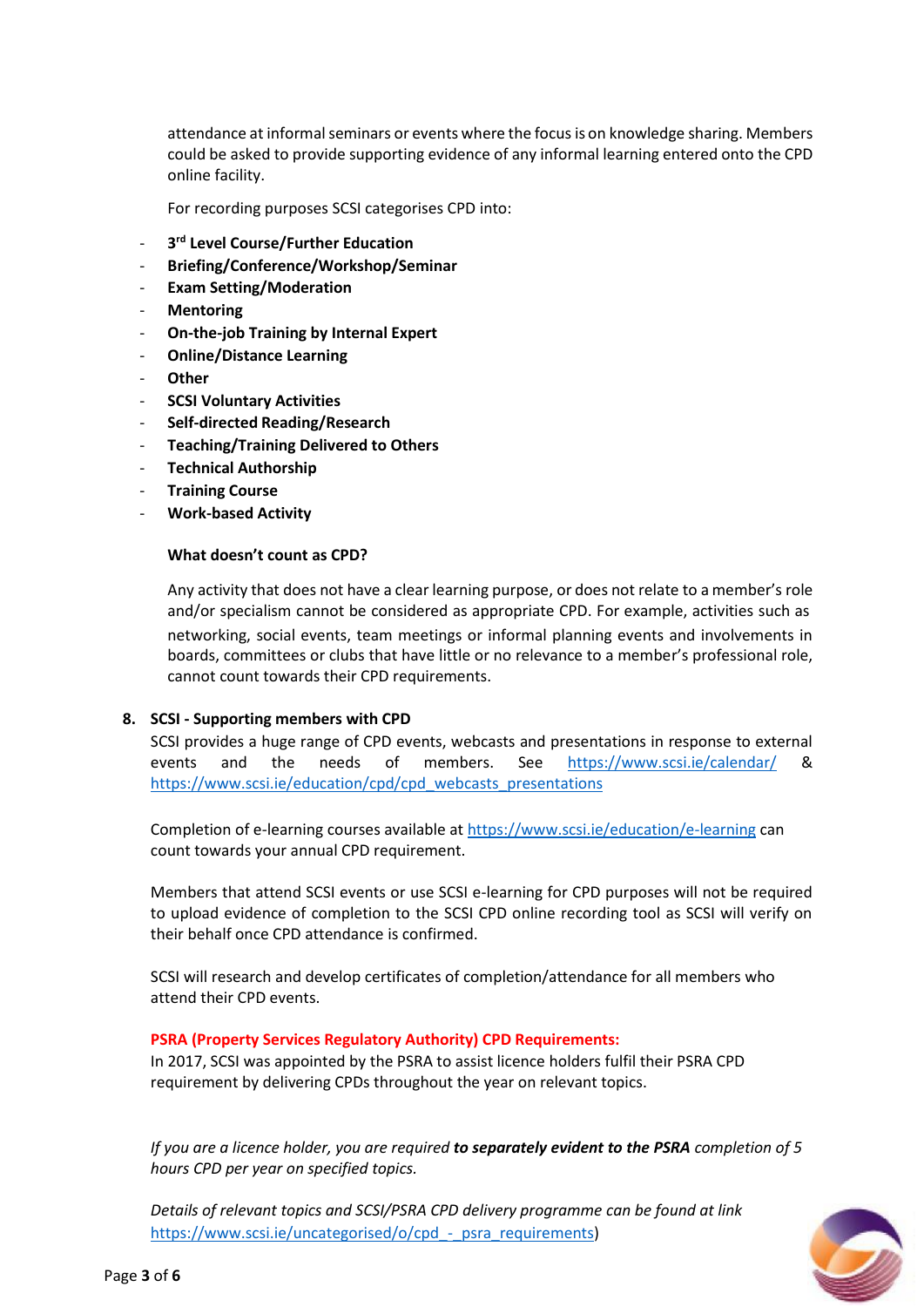attendance at informal seminars or events where the focus is on knowledge sharing. Members could be asked to provide supporting evidence of any informal learning entered onto the CPD online facility.

For recording purposes SCSI categorises CPD into:

- **3rd Level Course/Further Education**
- **Briefing/Conference/Workshop/Seminar**
- **Exam Setting/Moderation**
- **Mentoring**
- **On-the-job Training by Internal Expert**
- **Online/Distance Learning**
- **Other**
- **SCSI Voluntary Activities**
- **Self-directed Reading/Research**
- **Teaching/Training Delivered to Others**
- **Technical Authorship**
- **Training Course**
- **Work-based Activity**

**What doesn't count as CPD?**

Any activity that does not have a clear learning purpose, or does not relate to a member's role and/or specialism cannot be considered as appropriate CPD. For example, activities such as networking, social events, team meetings or informal planning events and involvements in boards, committees or clubs that have little or no relevance to a member's professional role, cannot count towards their CPD requirements.

**8. SCSI - Supporting members with CPD**

SCSI provides a huge range of CPD events, webcasts and presentations in response to external events and the needs of members. See https://www.scsi.ie/calendar/ & https://www.scsi.ie/education/cpd/cpd_webcasts_presentations

Completion of e-learning courses available at https://www.scsi.ie/education/e-learning can count towards your annual CPD requirement.

Members that attend SCSI events or use SCSI e-learning for CPD purposes will not be required to upload evidence of completion to the SCSI CPD online recording tool as SCSI will verify on their behalf once CPD attendance is confirmed.

SCSI will research and develop certificates of completion/attendance for all members who attend their CPD events.

**PSRA (Property Services Regulatory Authority) CPD Requirements:**

In 2017, SCSI was appointed by the PSRA to assist licence holders fulfil their PSRA CPD requirement by delivering CPDs throughout the year on relevant topics.

*If you are a licence holder, you are required* ***to separately evident to the PSRA*** *completion of 5 hours CPD per year on specified topics.*

*Details of relevant topics and SCSI/PSRA CPD delivery programme can be found at link* https://www.scsi.ie/uncategorised/o/cpd_-_psra_requirements)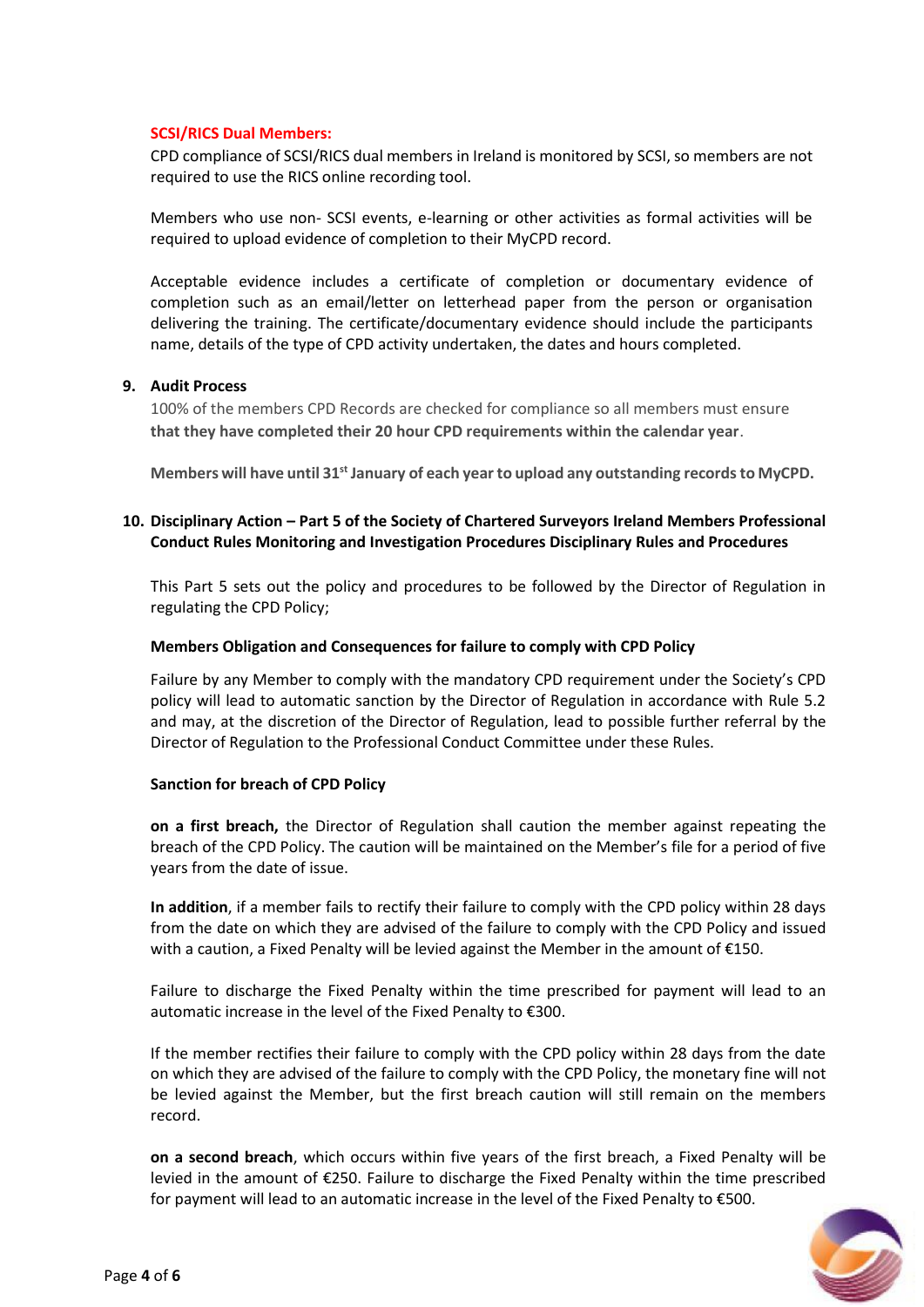**SCSI/RICS Dual Members:**

CPD compliance of SCSI/RICS dual members in Ireland is monitored by SCSI, so members are not required to use the RICS online recording tool.

Members who use non- SCSI events, e-learning or other activities as formal activities will be required to upload evidence of completion to their MyCPD record.

Acceptable evidence includes a certificate of completion or documentary evidence of completion such as an email/letter on letterhead paper from the person or organisation delivering the training. The certificate/documentary evidence should include the participants name, details of the type of CPD activity undertaken, the dates and hours completed.

## 9. Audit Process

100% of the members CPD Records are checked for compliance so all members must ensure **that they have completed their 20 hour CPD requirements within the calendar year**.

**Members will have until 31st January of each year to upload any outstanding records to MyCPD.**

## 10. Disciplinary Action – Part 5 of the Society of Chartered Surveyors Ireland Members Professional Conduct Rules Monitoring and Investigation Procedures Disciplinary Rules and Procedures

This Part 5 sets out the policy and procedures to be followed by the Director of Regulation in regulating the CPD Policy;

**Members Obligation and Consequences for failure to comply with CPD Policy**

Failure by any Member to comply with the mandatory CPD requirement under the Society's CPD policy will lead to automatic sanction by the Director of Regulation in accordance with Rule 5.2 and may, at the discretion of the Director of Regulation, lead to possible further referral by the Director of Regulation to the Professional Conduct Committee under these Rules.

**Sanction for breach of CPD Policy**

**on a first breach,** the Director of Regulation shall caution the member against repeating the breach of the CPD Policy. The caution will be maintained on the Member's file for a period of five years from the date of issue.

**In addition**, if a member fails to rectify their failure to comply with the CPD policy within 28 days from the date on which they are advised of the failure to comply with the CPD Policy and issued with a caution, a Fixed Penalty will be levied against the Member in the amount of €150.

Failure to discharge the Fixed Penalty within the time prescribed for payment will lead to an automatic increase in the level of the Fixed Penalty to €300.

If the member rectifies their failure to comply with the CPD policy within 28 days from the date on which they are advised of the failure to comply with the CPD Policy, the monetary fine will not be levied against the Member, but the first breach caution will still remain on the members record.

**on a second breach**, which occurs within five years of the first breach, a Fixed Penalty will be levied in the amount of €250. Failure to discharge the Fixed Penalty within the time prescribed for payment will lead to an automatic increase in the level of the Fixed Penalty to €500.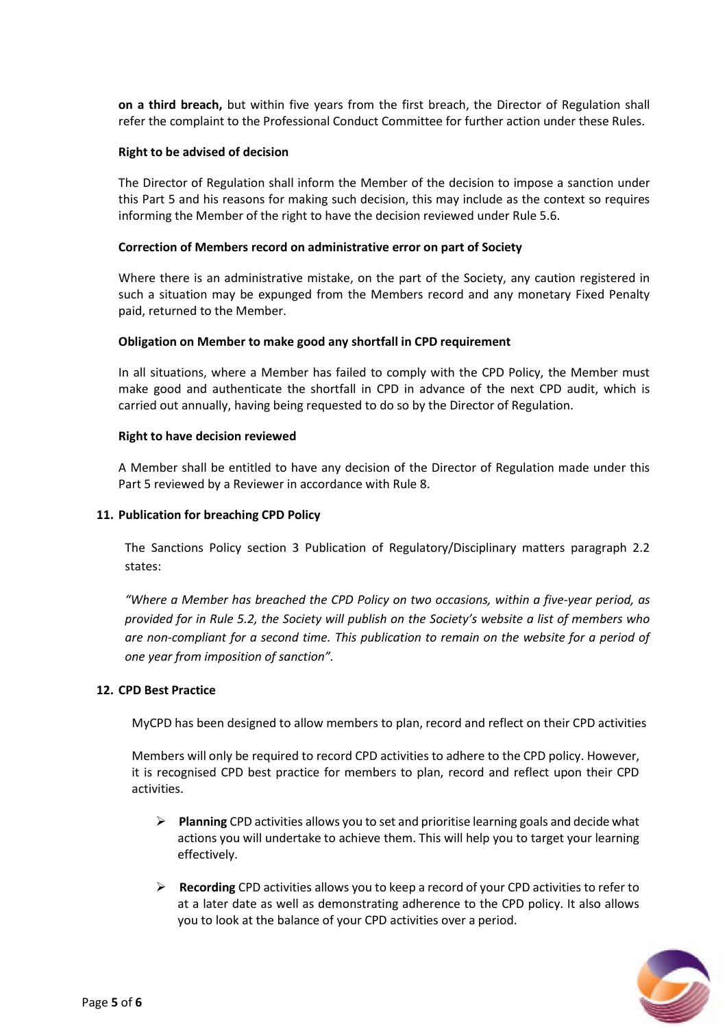**on a third breach,** but within five years from the first breach, the Director of Regulation shall refer the complaint to the Professional Conduct Committee for further action under these Rules.

**Right to be advised of decision**

The Director of Regulation shall inform the Member of the decision to impose a sanction under this Part 5 and his reasons for making such decision, this may include as the context so requires informing the Member of the right to have the decision reviewed under Rule 5.6.

**Correction of Members record on administrative error on part of Society**

Where there is an administrative mistake, on the part of the Society, any caution registered in such a situation may be expunged from the Members record and any monetary Fixed Penalty paid, returned to the Member.

**Obligation on Member to make good any shortfall in CPD requirement**

In all situations, where a Member has failed to comply with the CPD Policy, the Member must make good and authenticate the shortfall in CPD in advance of the next CPD audit, which is carried out annually, having being requested to do so by the Director of Regulation.

**Right to have decision reviewed**

A Member shall be entitled to have any decision of the Director of Regulation made under this Part 5 reviewed by a Reviewer in accordance with Rule 8.

## 11. Publication for breaching CPD Policy

The Sanctions Policy section 3 Publication of Regulatory/Disciplinary matters paragraph 2.2 states:

*"Where a Member has breached the CPD Policy on two occasions, within a five-year period, as provided for in Rule 5.2, the Society will publish on the Society's website a list of members who are non-compliant for a second time. This publication to remain on the website for a period of one year from imposition of sanction".*

## 12. CPD Best Practice

MyCPD has been designed to allow members to plan, record and reflect on their CPD activities

Members will only be required to record CPD activities to adhere to the CPD policy. However, it is recognised CPD best practice for members to plan, record and reflect upon their CPD activities.

- **Planning** CPD activities allows you to set and prioritise learning goals and decide what actions you will undertake to achieve them. This will help you to target your learning effectively.

- **Recording** CPD activities allows you to keep a record of your CPD activities to refer to at a later date as well as demonstrating adherence to the CPD policy. It also allows you to look at the balance of your CPD activities over a period.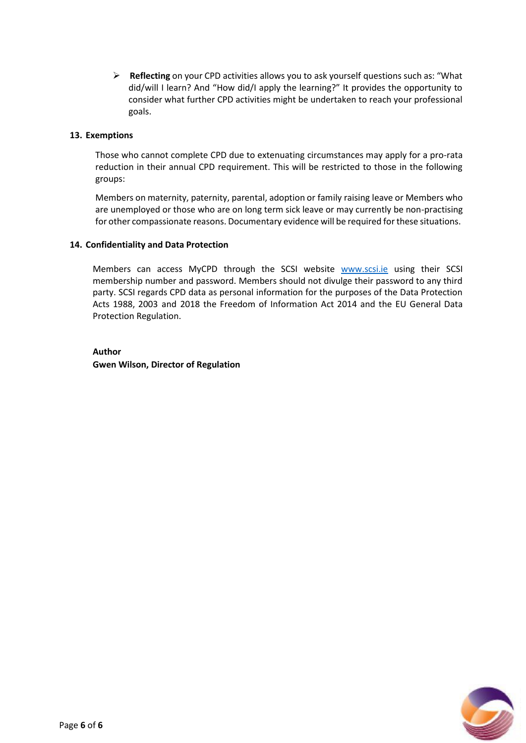- **Reflecting** on your CPD activities allows you to ask yourself questions such as: "What did/will I learn? And "How did/I apply the learning?" It provides the opportunity to consider what further CPD activities might be undertaken to reach your professional goals.

## 13. Exemptions

Those who cannot complete CPD due to extenuating circumstances may apply for a pro-rata reduction in their annual CPD requirement. This will be restricted to those in the following groups:

Members on maternity, paternity, parental, adoption or family raising leave or Members who are unemployed or those who are on long term sick leave or may currently be non-practising for other compassionate reasons. Documentary evidence will be required for these situations.

## 14. Confidentiality and Data Protection

Members can access MyCPD through the SCSI website www.scsi.ie using their SCSI membership number and password. Members should not divulge their password to any third party. SCSI regards CPD data as personal information for the purposes of the Data Protection Acts 1988, 2003 and 2018 the Freedom of Information Act 2014 and the EU General Data Protection Regulation.

**Author**
**Gwen Wilson, Director of Regulation**